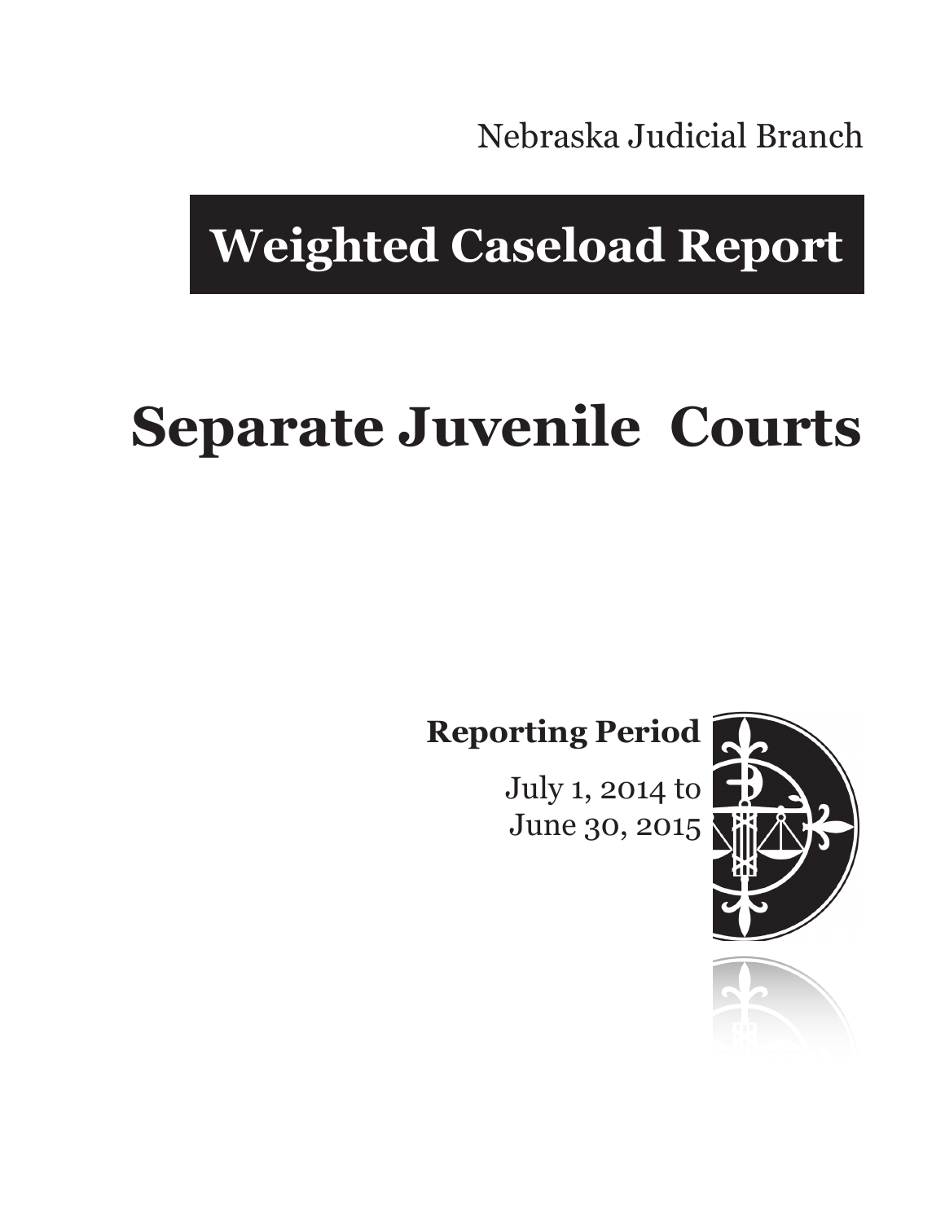Nebraska Judicial Branch

# Weighted Caseload Report

# Separate Juvenile Courts

**Reporting Period**

July 1, 2014 to
June 30, 2015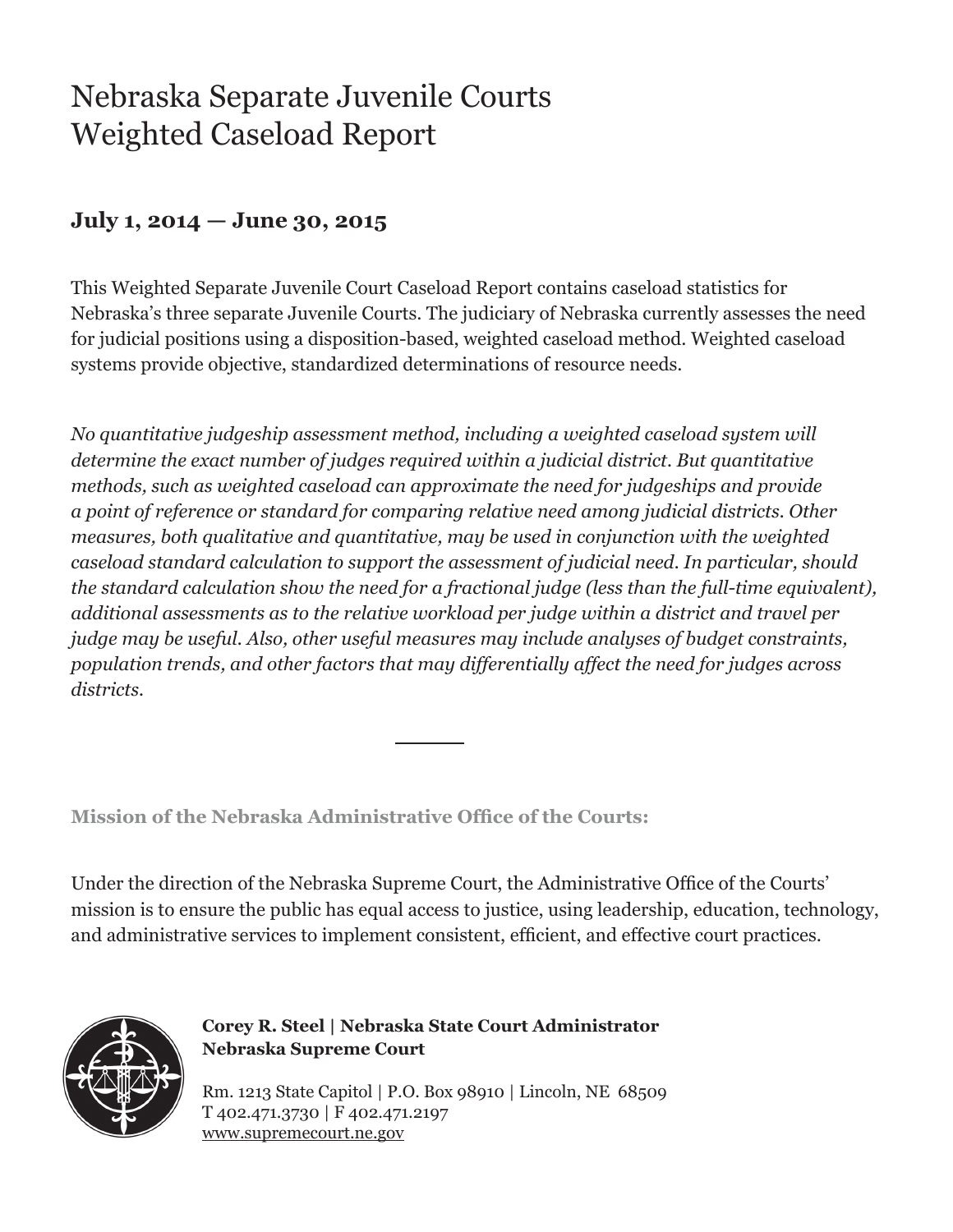# Nebraska Separate Juvenile Courts
# Weighted Caseload Report

**July 1, 2014 — June 30, 2015**

This Weighted Separate Juvenile Court Caseload Report contains caseload statistics for Nebraska's three separate Juvenile Courts. The judiciary of Nebraska currently assesses the need for judicial positions using a disposition-based, weighted caseload method. Weighted caseload systems provide objective, standardized determinations of resource needs.

*No quantitative judgeship assessment method, including a weighted caseload system will determine the exact number of judges required within a judicial district. But quantitative methods, such as weighted caseload can approximate the need for judgeships and provide a point of reference or standard for comparing relative need among judicial districts. Other measures, both qualitative and quantitative, may be used in conjunction with the weighted caseload standard calculation to support the assessment of judicial need. In particular, should the standard calculation show the need for a fractional judge (less than the full-time equivalent), additional assessments as to the relative workload per judge within a district and travel per judge may be useful. Also, other useful measures may include analyses of budget constraints, population trends, and other factors that may differentially affect the need for judges across districts.*

---

**Mission of the Nebraska Administrative Office of the Courts:**

Under the direction of the Nebraska Supreme Court, the Administrative Office of the Courts' mission is to ensure the public has equal access to justice, using leadership, education, technology, and administrative services to implement consistent, efficient, and effective court practices.

**Corey R. Steel | Nebraska State Court Administrator**
**Nebraska Supreme Court**

Rm. 1213 State Capitol | P.O. Box 98910 | Lincoln, NE 68509
T 402.471.3730 | F 402.471.2197
www.supremecourt.ne.gov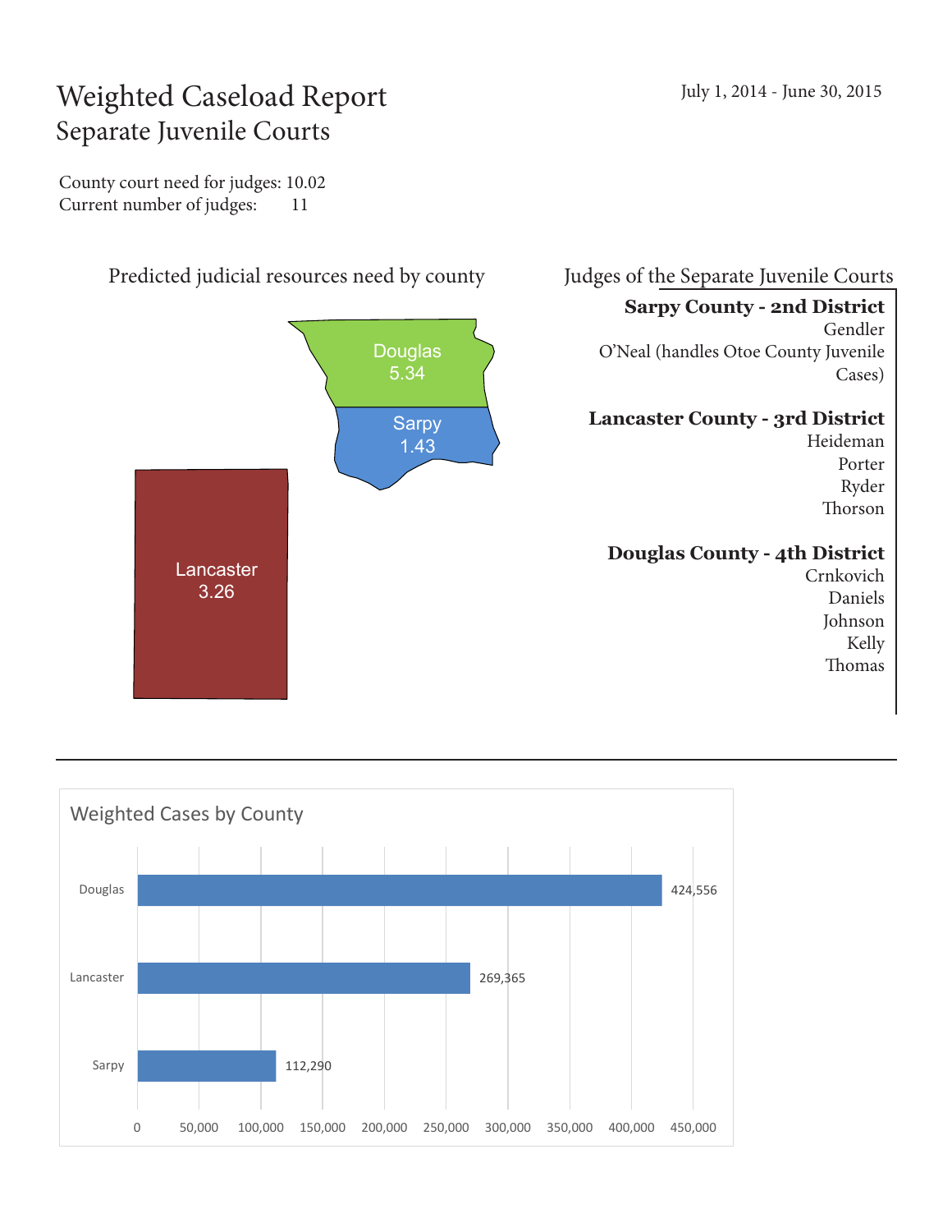# Weighted Caseload Report
## Separate Juvenile Courts

July 1, 2014 - June 30, 2015

County court need for judges: 10.02
Current number of judges: 11

### Predicted judicial resources need by county

Douglas
5.34

Sarpy
1.43

Lancaster
3.26

### Judges of the Separate Juvenile Courts

**Sarpy County - 2nd District**
Gendler
O'Neal (handles Otoe County Juvenile Cases)

**Lancaster County - 3rd District**
Heideman
Porter
Ryder
Thorson

**Douglas County - 4th District**
Crnkovich
Daniels
Johnson
Kelly
Thomas

---

### Weighted Cases by County

Douglas
424,556

Lancaster
269,365

Sarpy
112,290

0
50,000
100,000
150,000
200,000
250,000
300,000
350,000
400,000
450,000